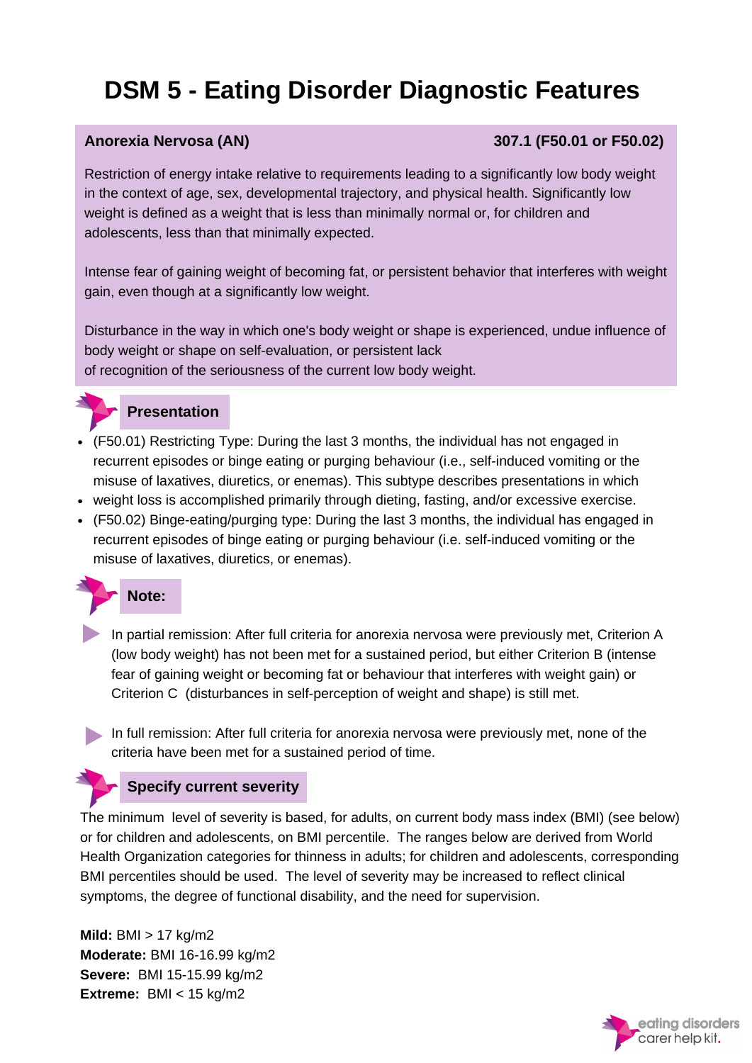# DSM 5 - Eating Disorder Diagnostic Features

## Anorexia Nervosa (AN) 307.1 (F50.01 or F50.02)

Restriction of energy intake relative to requirements leading to a significantly low body weight in the context of age, sex, developmental trajectory, and physical health. Significantly low weight is defined as a weight that is less than minimally normal or, for children and adolescents, less than that minimally expected.

Intense fear of gaining weight of becoming fat, or persistent behavior that interferes with weight gain, even though at a significantly low weight.

Disturbance in the way in which one's body weight or shape is experienced, undue influence of body weight or shape on self-evaluation, or persistent lack of recognition of the seriousness of the current low body weight.

### Presentation

- (F50.01) Restricting Type: During the last 3 months, the individual has not engaged in recurrent episodes or binge eating or purging behaviour (i.e., self-induced vomiting or the misuse of laxatives, diuretics, or enemas). This subtype describes presentations in which
- weight loss is accomplished primarily through dieting, fasting, and/or excessive exercise.
- (F50.02) Binge-eating/purging type: During the last 3 months, the individual has engaged in recurrent episodes of binge eating or purging behaviour (i.e. self-induced vomiting or the misuse of laxatives, diuretics, or enemas).

### Note:

- In partial remission: After full criteria for anorexia nervosa were previously met, Criterion A (low body weight) has not been met for a sustained period, but either Criterion B (intense fear of gaining weight or becoming fat or behaviour that interferes with weight gain) or Criterion C (disturbances in self-perception of weight and shape) is still met.

- In full remission: After full criteria for anorexia nervosa were previously met, none of the criteria have been met for a sustained period of time.

### Specify current severity

The minimum level of severity is based, for adults, on current body mass index (BMI) (see below) or for children and adolescents, on BMI percentile. The ranges below are derived from World Health Organization categories for thinness in adults; for children and adolescents, corresponding BMI percentiles should be used. The level of severity may be increased to reflect clinical symptoms, the degree of functional disability, and the need for supervision.

**Mild:** BMI > 17 kg/m2
**Moderate:** BMI 16-16.99 kg/m2
**Severe:** BMI 15-15.99 kg/m2
**Extreme:** BMI < 15 kg/m2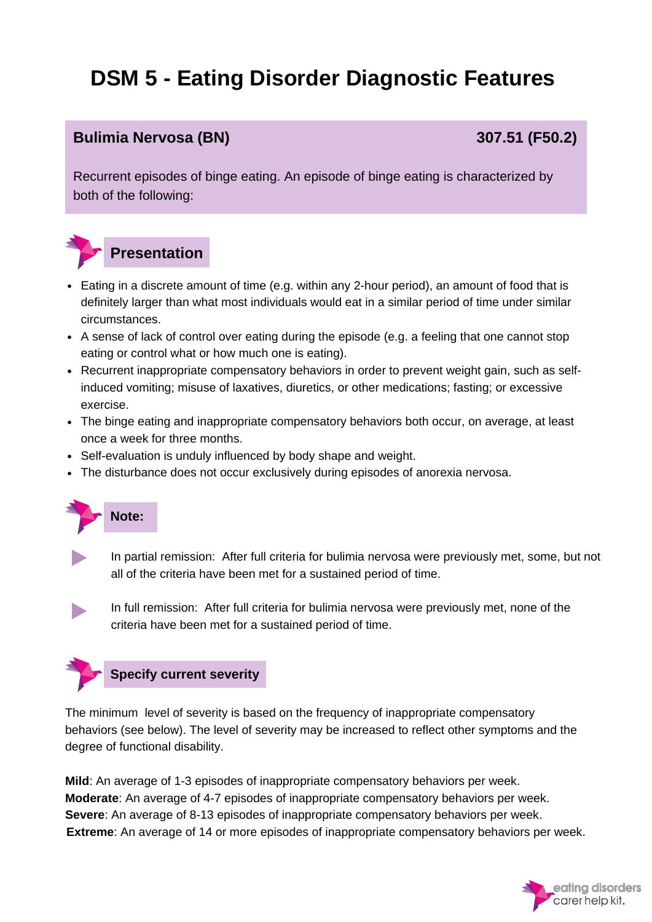# DSM 5 - Eating Disorder Diagnostic Features

## Bulimia Nervosa (BN) 307.51 (F50.2)

Recurrent episodes of binge eating. An episode of binge eating is characterized by both of the following:

### Presentation

- Eating in a discrete amount of time (e.g. within any 2-hour period), an amount of food that is definitely larger than what most individuals would eat in a similar period of time under similar circumstances.
- A sense of lack of control over eating during the episode (e.g. a feeling that one cannot stop eating or control what or how much one is eating).
- Recurrent inappropriate compensatory behaviors in order to prevent weight gain, such as self-induced vomiting; misuse of laxatives, diuretics, or other medications; fasting; or excessive exercise.
- The binge eating and inappropriate compensatory behaviors both occur, on average, at least once a week for three months.
- Self-evaluation is unduly influenced by body shape and weight.
- The disturbance does not occur exclusively during episodes of anorexia nervosa.

### Note:

- In partial remission: After full criteria for bulimia nervosa were previously met, some, but not all of the criteria have been met for a sustained period of time.
- In full remission: After full criteria for bulimia nervosa were previously met, none of the criteria have been met for a sustained period of time.

### Specify current severity

The minimum level of severity is based on the frequency of inappropriate compensatory behaviors (see below). The level of severity may be increased to reflect other symptoms and the degree of functional disability.

**Mild**: An average of 1-3 episodes of inappropriate compensatory behaviors per week.
**Moderate**: An average of 4-7 episodes of inappropriate compensatory behaviors per week.
**Severe**: An average of 8-13 episodes of inappropriate compensatory behaviors per week.
**Extreme**: An average of 14 or more episodes of inappropriate compensatory behaviors per week.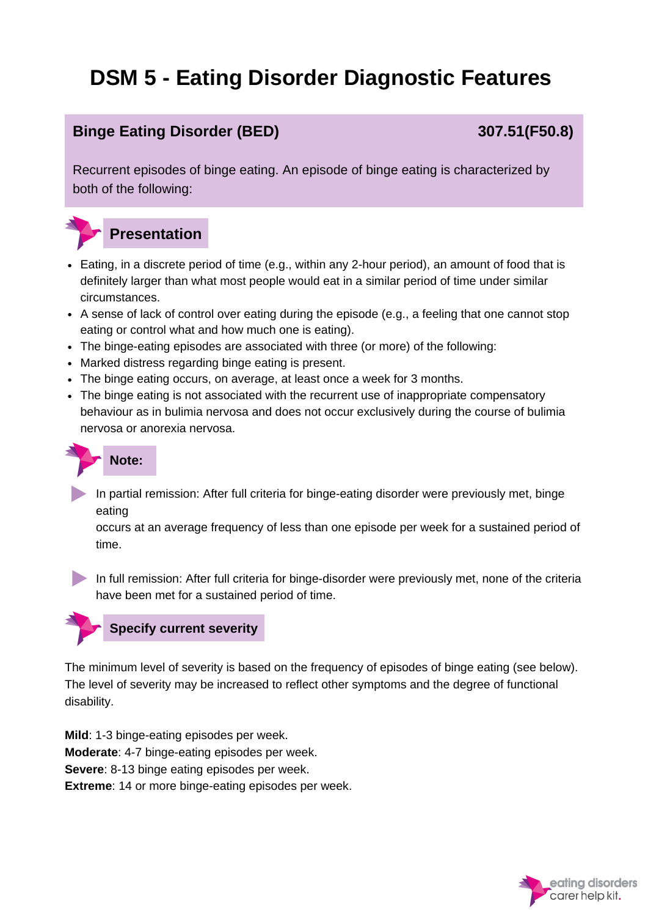# DSM 5 - Eating Disorder Diagnostic Features

## Binge Eating Disorder (BED) 307.51(F50.8)

Recurrent episodes of binge eating. An episode of binge eating is characterized by both of the following:

### Presentation

- Eating, in a discrete period of time (e.g., within any 2-hour period), an amount of food that is definitely larger than what most people would eat in a similar period of time under similar circumstances.
- A sense of lack of control over eating during the episode (e.g., a feeling that one cannot stop eating or control what and how much one is eating).
- The binge-eating episodes are associated with three (or more) of the following:
- Marked distress regarding binge eating is present.
- The binge eating occurs, on average, at least once a week for 3 months.
- The binge eating is not associated with the recurrent use of inappropriate compensatory behaviour as in bulimia nervosa and does not occur exclusively during the course of bulimia nervosa or anorexia nervosa.

### Note:

- In partial remission: After full criteria for binge-eating disorder were previously met, binge eating occurs at an average frequency of less than one episode per week for a sustained period of time.

- In full remission: After full criteria for binge-disorder were previously met, none of the criteria have been met for a sustained period of time.

### Specify current severity

The minimum level of severity is based on the frequency of episodes of binge eating (see below). The level of severity may be increased to reflect other symptoms and the degree of functional disability.

**Mild**: 1-3 binge-eating episodes per week.
**Moderate**: 4-7 binge-eating episodes per week.
**Severe**: 8-13 binge eating episodes per week.
**Extreme**: 14 or more binge-eating episodes per week.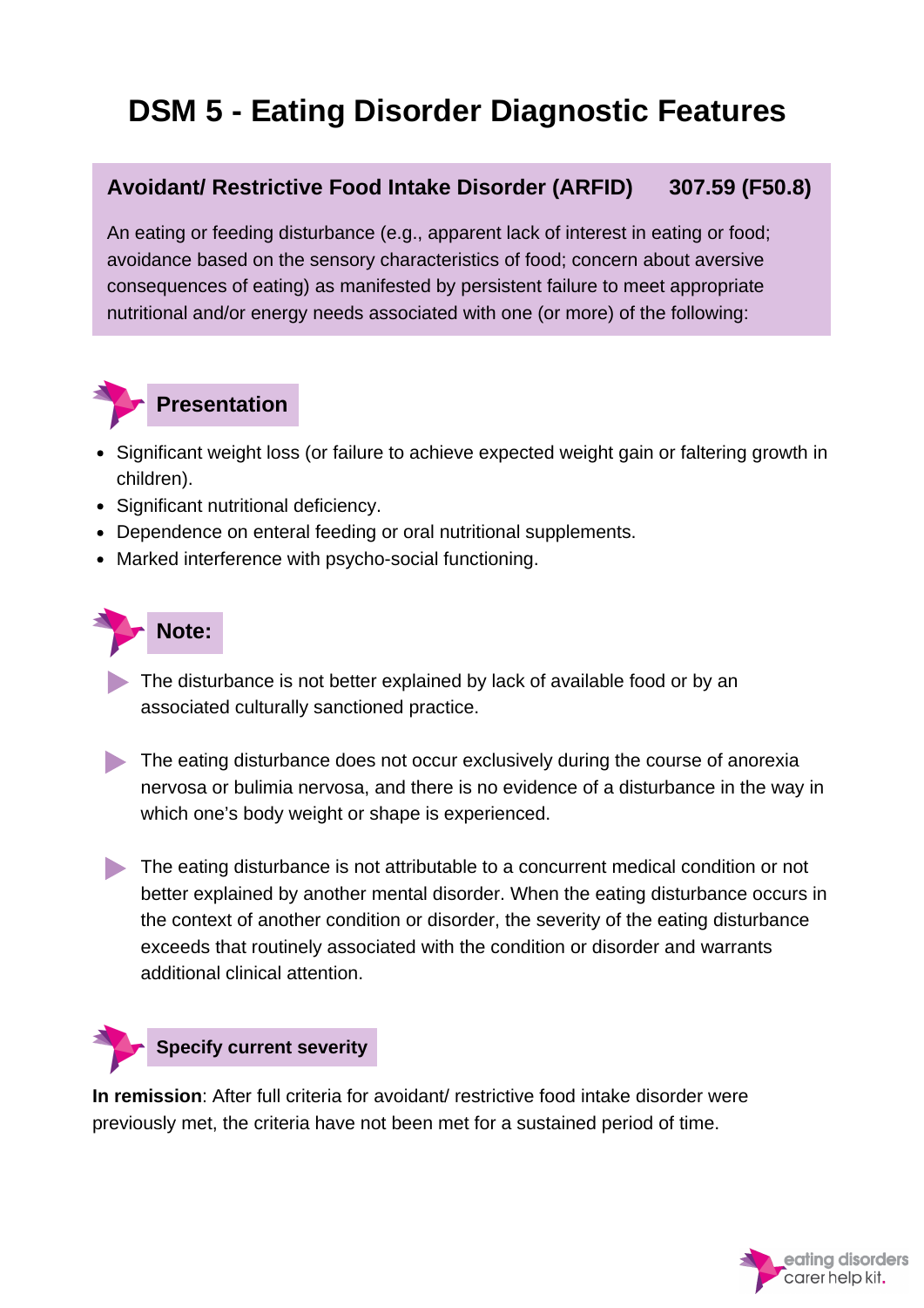# DSM 5 - Eating Disorder Diagnostic Features

## Avoidant/ Restrictive Food Intake Disorder (ARFID) 307.59 (F50.8)

An eating or feeding disturbance (e.g., apparent lack of interest in eating or food; avoidance based on the sensory characteristics of food; concern about aversive consequences of eating) as manifested by persistent failure to meet appropriate nutritional and/or energy needs associated with one (or more) of the following:

### Presentation

- Significant weight loss (or failure to achieve expected weight gain or faltering growth in children).
- Significant nutritional deficiency.
- Dependence on enteral feeding or oral nutritional supplements.
- Marked interference with psycho-social functioning.

### Note:

- The disturbance is not better explained by lack of available food or by an associated culturally sanctioned practice.
- The eating disturbance does not occur exclusively during the course of anorexia nervosa or bulimia nervosa, and there is no evidence of a disturbance in the way in which one's body weight or shape is experienced.
- The eating disturbance is not attributable to a concurrent medical condition or not better explained by another mental disorder. When the eating disturbance occurs in the context of another condition or disorder, the severity of the eating disturbance exceeds that routinely associated with the condition or disorder and warrants additional clinical attention.

### Specify current severity

**In remission**: After full criteria for avoidant/ restrictive food intake disorder were previously met, the criteria have not been met for a sustained period of time.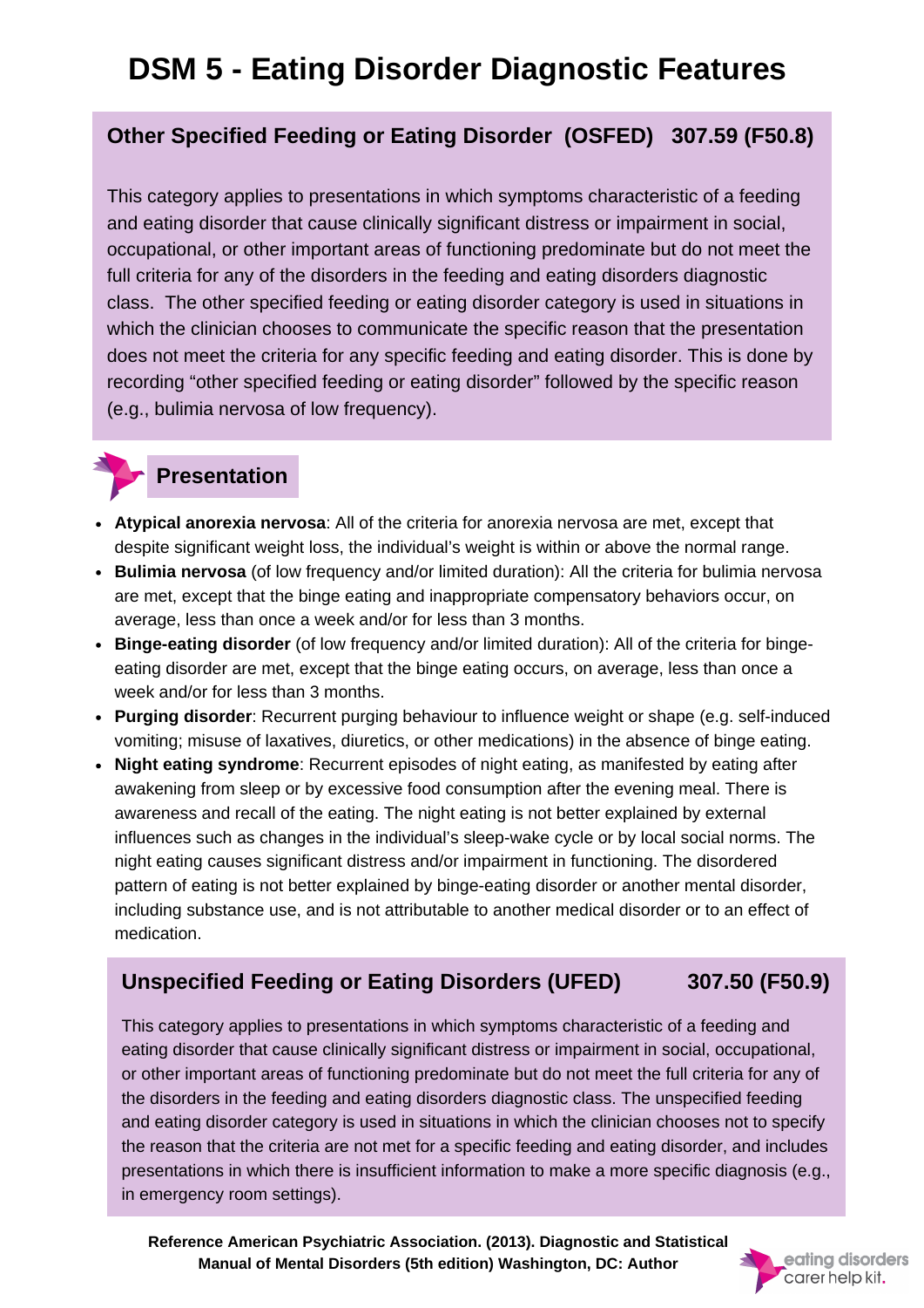# DSM 5 - Eating Disorder Diagnostic Features

## Other Specified Feeding or Eating Disorder (OSFED) 307.59 (F50.8)

This category applies to presentations in which symptoms characteristic of a feeding and eating disorder that cause clinically significant distress or impairment in social, occupational, or other important areas of functioning predominate but do not meet the full criteria for any of the disorders in the feeding and eating disorders diagnostic class. The other specified feeding or eating disorder category is used in situations in which the clinician chooses to communicate the specific reason that the presentation does not meet the criteria for any specific feeding and eating disorder. This is done by recording "other specified feeding or eating disorder" followed by the specific reason (e.g., bulimia nervosa of low frequency).

### Presentation

- **Atypical anorexia nervosa**: All of the criteria for anorexia nervosa are met, except that despite significant weight loss, the individual's weight is within or above the normal range.
- **Bulimia nervosa** (of low frequency and/or limited duration): All the criteria for bulimia nervosa are met, except that the binge eating and inappropriate compensatory behaviors occur, on average, less than once a week and/or for less than 3 months.
- **Binge-eating disorder** (of low frequency and/or limited duration): All of the criteria for binge-eating disorder are met, except that the binge eating occurs, on average, less than once a week and/or for less than 3 months.
- **Purging disorder**: Recurrent purging behaviour to influence weight or shape (e.g. self-induced vomiting; misuse of laxatives, diuretics, or other medications) in the absence of binge eating.
- **Night eating syndrome**: Recurrent episodes of night eating, as manifested by eating after awakening from sleep or by excessive food consumption after the evening meal. There is awareness and recall of the eating. The night eating is not better explained by external influences such as changes in the individual's sleep-wake cycle or by local social norms. The night eating causes significant distress and/or impairment in functioning. The disordered pattern of eating is not better explained by binge-eating disorder or another mental disorder, including substance use, and is not attributable to another medical disorder or to an effect of medication.

## Unspecified Feeding or Eating Disorders (UFED) 307.50 (F50.9)

This category applies to presentations in which symptoms characteristic of a feeding and eating disorder that cause clinically significant distress or impairment in social, occupational, or other important areas of functioning predominate but do not meet the full criteria for any of the disorders in the feeding and eating disorders diagnostic class. The unspecified feeding and eating disorder category is used in situations in which the clinician chooses not to specify the reason that the criteria are not met for a specific feeding and eating disorder, and includes presentations in which there is insufficient information to make a more specific diagnosis (e.g., in emergency room settings).

**Reference American Psychiatric Association. (2013). Diagnostic and Statistical Manual of Mental Disorders (5th edition) Washington, DC: Author**

eating disorders carer help kit.